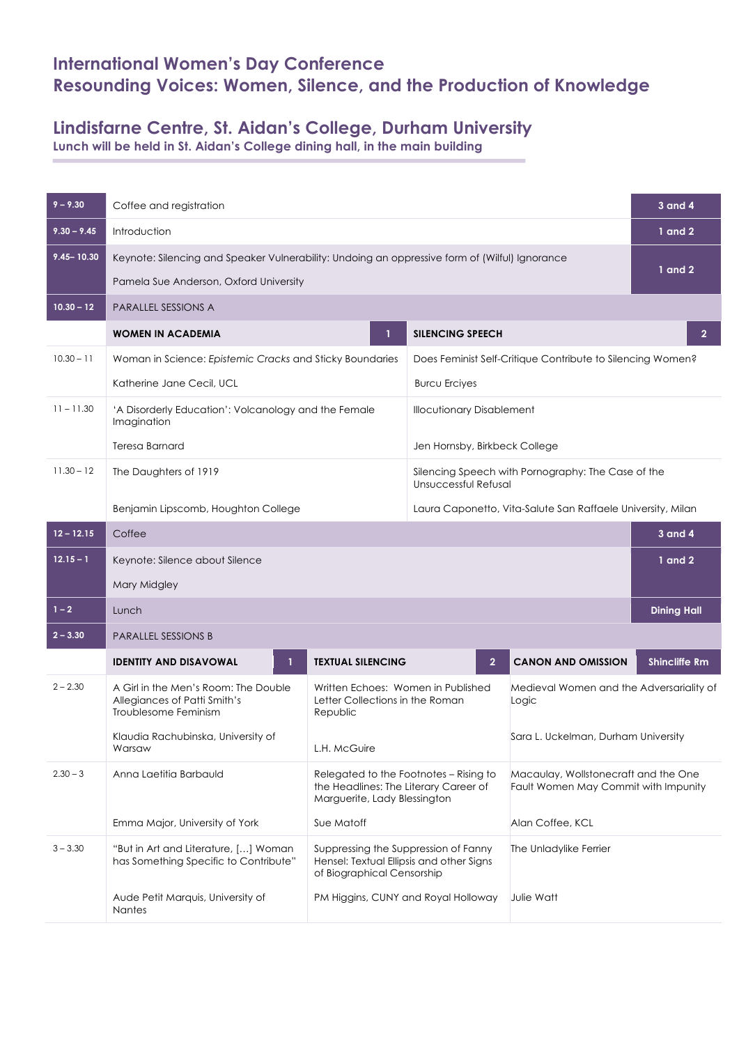## International Women's Day Conference
## Resounding Voices: Women, Silence, and the Production of Knowledge

## Lindisfarne Centre, St. Aidan's College, Durham University

**Lunch will be held in St. Aidan's College dining hall, in the main building**

| Time | Session | Room |
|---|---|---|
| 9 – 9.30 | Coffee and registration | 3 and 4 |
| 9.30 – 9.45 | Introduction | 1 and 2 |
| 9.45– 10.30 | Keynote: Silencing and Speaker Vulnerability: Undoing an oppressive form of (Wilful) Ignorance<br>Pamela Sue Anderson, Oxford University | 1 and 2 |
| 10.30 – 12 | PARALLEL SESSIONS A | |

| Time | WOMEN IN ACADEMIA (Room 1) | SILENCING SPEECH (Room 2) |
|---|---|---|
| 10.30 – 11 | Woman in Science: *Epistemic Cracks* and Sticky Boundaries<br>Katherine Jane Cecil, UCL | Does Feminist Self-Critique Contribute to Silencing Women?<br>Burcu Erciyes |
| 11 – 11.30 | 'A Disorderly Education': Volcanology and the Female Imagination<br>Teresa Barnard | Illocutionary Disablement<br>Jen Hornsby, Birkbeck College |
| 11.30 – 12 | The Daughters of 1919<br>Benjamin Lipscomb, Houghton College | Silencing Speech with Pornography: The Case of the Unsuccessful Refusal<br>Laura Caponetto, Vita-Salute San Raffaele University, Milan |

| Time | Session | Room |
|---|---|---|
| 12 – 12.15 | Coffee | 3 and 4 |
| 12.15 – 1 | Keynote: Silence about Silence<br>Mary Midgley | 1 and 2 |
| 1 – 2 | Lunch | Dining Hall |
| 2 – 3.30 | PARALLEL SESSIONS B | |

| Time | IDENTITY AND DISAVOWAL (Room 1) | TEXTUAL SILENCING (Room 2) | CANON AND OMISSION (Shincliffe Rm) |
|---|---|---|---|
| 2 – 2.30 | A Girl in the Men's Room: The Double Allegiances of Patti Smith's Troublesome Feminism<br>Klaudia Rachubinska, University of Warsaw | Written Echoes: Women in Published Letter Collections in the Roman Republic<br>L.H. McGuire | Medieval Women and the Adversariality of Logic<br>Sara L. Uckelman, Durham University |
| 2.30 – 3 | Anna Laetitia Barbauld<br>Emma Major, University of York | Relegated to the Footnotes – Rising to the Headlines: The Literary Career of Marguerite, Lady Blessington<br>Sue Matoff | Macaulay, Wollstonecraft and the One Fault Women May Commit with Impunity<br>Alan Coffee, KCL |
| 3 – 3.30 | "But in Art and Literature, [...] Woman has Something Specific to Contribute"<br>Aude Petit Marquis, University of Nantes | Suppressing the Suppression of Fanny Hensel: Textual Ellipsis and other Signs of Biographical Censorship<br>PM Higgins, CUNY and Royal Holloway | The Unladylike Ferrier<br>Julie Watt |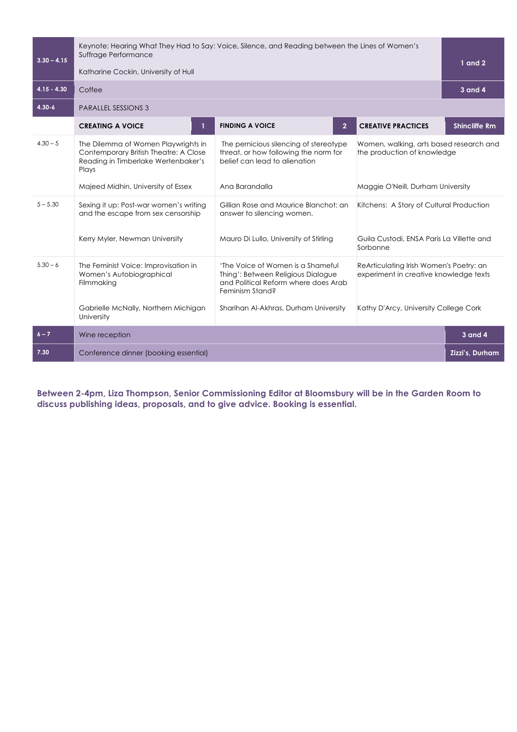| | | | | | |
|---|---|---|---|---|---|
| **3.30 – 4.15** | Keynote: Hearing What They Had to Say: Voice, Silence, and Reading between the Lines of Women's Suffrage Performance<br><br>Katharine Cockin, University of Hull | | | | **1 and 2** |
| **4.15 - 4.30** | Coffee | | | | **3 and 4** |
| **4.30-6** | PARALLEL SESSIONS 3 | | | | |
| | **CREATING A VOICE** | **1** | **FINDING A VOICE** | **2** | **CREATIVE PRACTICES** — **Shincliffe Rm** |
| 4.30 – 5 | The Dilemma of Women Playwrights in Contemporary British Theatre: A Close Reading in Timberlake Wertenbaker's Plays<br><br>Majeed Midhin, University of Essex | | The pernicious silencing of stereotype threat, or how following the norm for belief can lead to alienation<br><br>Ana Barandalla | | Women, walking, arts based research and the production of knowledge<br><br>Maggie O'Neill, Durham University |
| 5 – 5.30 | Sexing it up: Post-war women's writing and the escape from sex censorship<br><br>Kerry Myler, Newman University | | Gillian Rose and Maurice Blanchot: an answer to silencing women.<br><br>Mauro Di Lullo, University of Stirling | | Kitchens: A Story of Cultural Production<br><br>Guila Custodi, ENSA Paris La Villette and Sorbonne |
| 5.30 – 6 | The Feminist Voice: Improvisation in Women's Autobiographical Filmmaking<br><br>Gabrielle McNally, Northern Michigan University | | 'The Voice of Women is a Shameful Thing': Between Religious Dialogue and Political Reform where does Arab Feminism Stand?<br><br>Sharihan Al-Akhras, Durham University | | ReArticulating Irish Women's Poetry: an experiment in creative knowledge texts<br><br>Kathy D'Arcy, University College Cork |
| **6 – 7** | Wine reception | | | | **3 and 4** |
| **7.30** | Conference dinner (booking essential) | | | | **Zizzi's, Durham** |

**Between 2-4pm, Liza Thompson, Senior Commissioning Editor at Bloomsbury will be in the Garden Room to discuss publishing ideas, proposals, and to give advice. Booking is essential.**